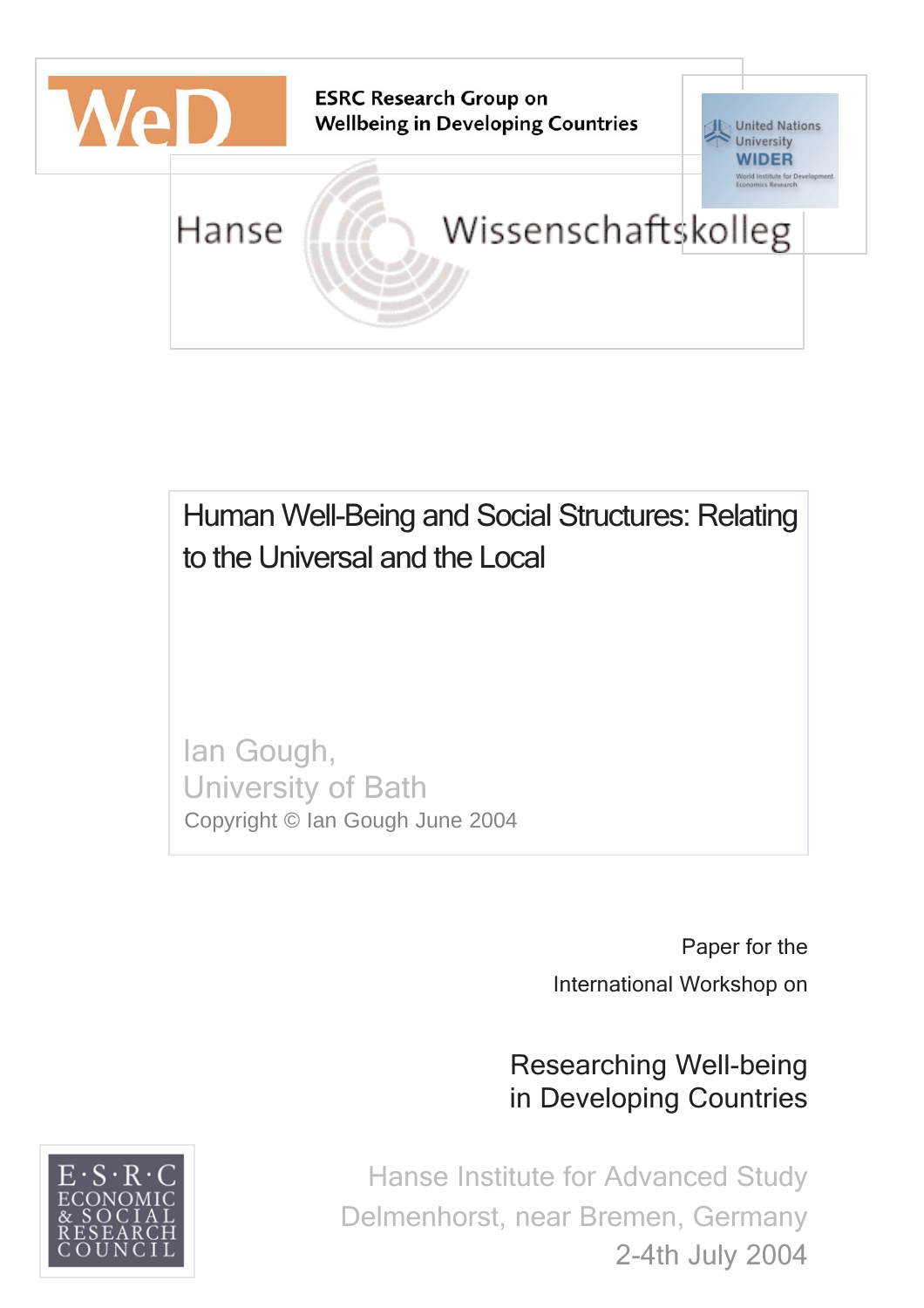WeD

ESRC Research Group on Wellbeing in Developing Countries

United Nations University WIDER
World Institute for Development Economics Research

Hanse Wissenschaftskolleg

# Human Well-Being and Social Structures: Relating to the Universal and the Local

Ian Gough,
University of Bath

Copyright © Ian Gough June 2004

Paper for the International Workshop on

## Researching Well-being in Developing Countries

Hanse Institute for Advanced Study
Delmenhorst, near Bremen, Germany
2-4th July 2004

E·S·R·C ECONOMIC & SOCIAL RESEARCH COUNCIL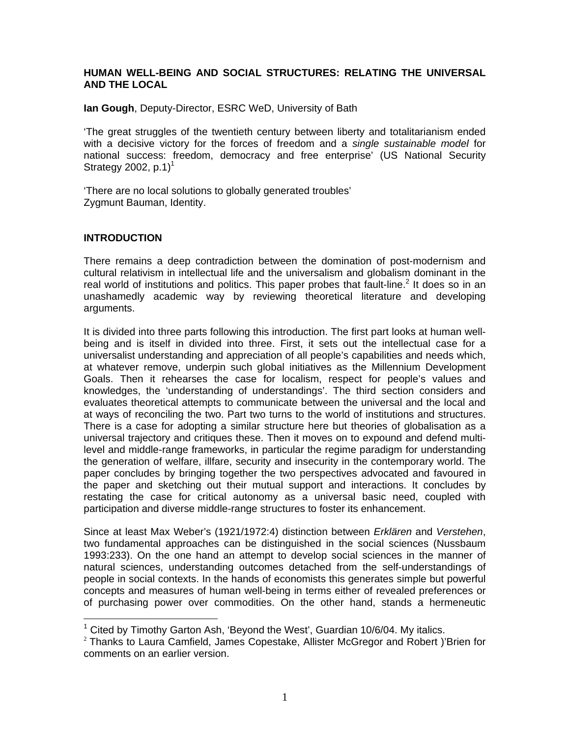**HUMAN WELL-BEING AND SOCIAL STRUCTURES: RELATING THE UNIVERSAL AND THE LOCAL**

**Ian Gough**, Deputy-Director, ESRC WeD, University of Bath

'The great struggles of the twentieth century between liberty and totalitarianism ended with a decisive victory for the forces of freedom and a *single sustainable model* for national success: freedom, democracy and free enterprise' (US National Security Strategy 2002, p.1)[1]

'There are no local solutions to globally generated troubles'
Zygmunt Bauman, Identity.

## INTRODUCTION

There remains a deep contradiction between the domination of post-modernism and cultural relativism in intellectual life and the universalism and globalism dominant in the real world of institutions and politics. This paper probes that fault-line.[2] It does so in an unashamedly academic way by reviewing theoretical literature and developing arguments.

It is divided into three parts following this introduction. The first part looks at human well-being and is itself in divided into three. First, it sets out the intellectual case for a universalist understanding and appreciation of all people's capabilities and needs which, at whatever remove, underpin such global initiatives as the Millennium Development Goals. Then it rehearses the case for localism, respect for people's values and knowledges, the 'understanding of understandings'. The third section considers and evaluates theoretical attempts to communicate between the universal and the local and at ways of reconciling the two. Part two turns to the world of institutions and structures. There is a case for adopting a similar structure here but theories of globalisation as a universal trajectory and critiques these. Then it moves on to expound and defend multi-level and middle-range frameworks, in particular the regime paradigm for understanding the generation of welfare, illfare, security and insecurity in the contemporary world. The paper concludes by bringing together the two perspectives advocated and favoured in the paper and sketching out their mutual support and interactions. It concludes by restating the case for critical autonomy as a universal basic need, coupled with participation and diverse middle-range structures to foster its enhancement.

Since at least Max Weber's (1921/1972:4) distinction between *Erklären* and *Verstehen*, two fundamental approaches can be distinguished in the social sciences (Nussbaum 1993:233). On the one hand an attempt to develop social sciences in the manner of natural sciences, understanding outcomes detached from the self-understandings of people in social contexts. In the hands of economists this generates simple but powerful concepts and measures of human well-being in terms either of revealed preferences or of purchasing power over commodities. On the other hand, stands a hermeneutic

---

[1] Cited by Timothy Garton Ash, 'Beyond the West', Guardian 10/6/04. My italics.

[2] Thanks to Laura Camfield, James Copestake, Allister McGregor and Robert )'Brien for comments on an earlier version.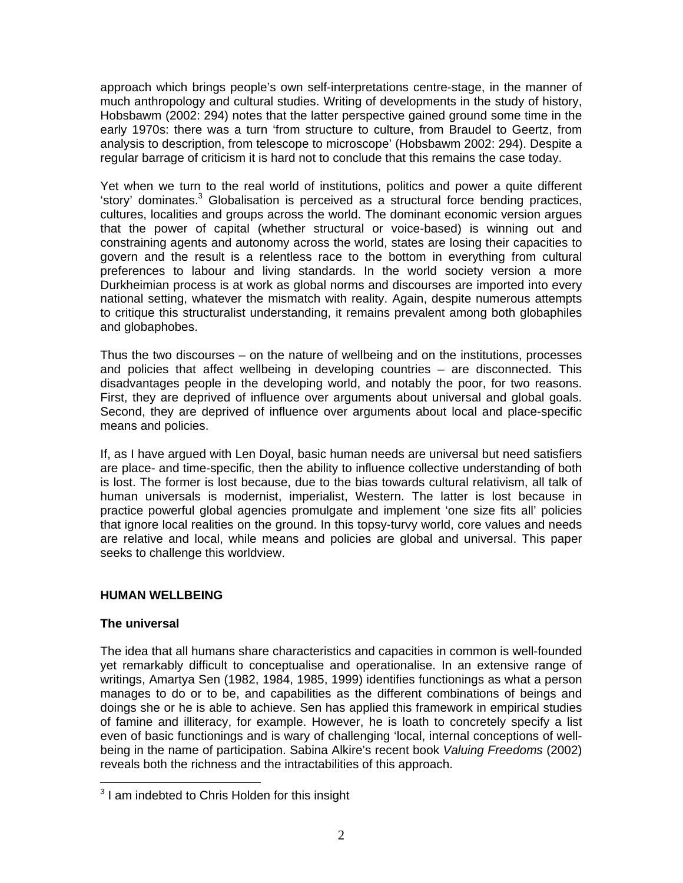approach which brings people's own self-interpretations centre-stage, in the manner of much anthropology and cultural studies. Writing of developments in the study of history, Hobsbawm (2002: 294) notes that the latter perspective gained ground some time in the early 1970s: there was a turn 'from structure to culture, from Braudel to Geertz, from analysis to description, from telescope to microscope' (Hobsbawm 2002: 294). Despite a regular barrage of criticism it is hard not to conclude that this remains the case today.

Yet when we turn to the real world of institutions, politics and power a quite different 'story' dominates.[3] Globalisation is perceived as a structural force bending practices, cultures, localities and groups across the world. The dominant economic version argues that the power of capital (whether structural or voice-based) is winning out and constraining agents and autonomy across the world, states are losing their capacities to govern and the result is a relentless race to the bottom in everything from cultural preferences to labour and living standards. In the world society version a more Durkheimian process is at work as global norms and discourses are imported into every national setting, whatever the mismatch with reality. Again, despite numerous attempts to critique this structuralist understanding, it remains prevalent among both globaphiles and globaphobes.

Thus the two discourses – on the nature of wellbeing and on the institutions, processes and policies that affect wellbeing in developing countries – are disconnected. This disadvantages people in the developing world, and notably the poor, for two reasons. First, they are deprived of influence over arguments about universal and global goals. Second, they are deprived of influence over arguments about local and place-specific means and policies.

If, as I have argued with Len Doyal, basic human needs are universal but need satisfiers are place- and time-specific, then the ability to influence collective understanding of both is lost. The former is lost because, due to the bias towards cultural relativism, all talk of human universals is modernist, imperialist, Western. The latter is lost because in practice powerful global agencies promulgate and implement 'one size fits all' policies that ignore local realities on the ground. In this topsy-turvy world, core values and needs are relative and local, while means and policies are global and universal. This paper seeks to challenge this worldview.

## HUMAN WELLBEING

### The universal

The idea that all humans share characteristics and capacities in common is well-founded yet remarkably difficult to conceptualise and operationalise. In an extensive range of writings, Amartya Sen (1982, 1984, 1985, 1999) identifies functionings as what a person manages to do or to be, and capabilities as the different combinations of beings and doings she or he is able to achieve. Sen has applied this framework in empirical studies of famine and illiteracy, for example. However, he is loath to concretely specify a list even of basic functionings and is wary of challenging 'local, internal conceptions of well-being in the name of participation. Sabina Alkire's recent book *Valuing Freedoms* (2002) reveals both the richness and the intractabilities of this approach.

---

[3] I am indebted to Chris Holden for this insight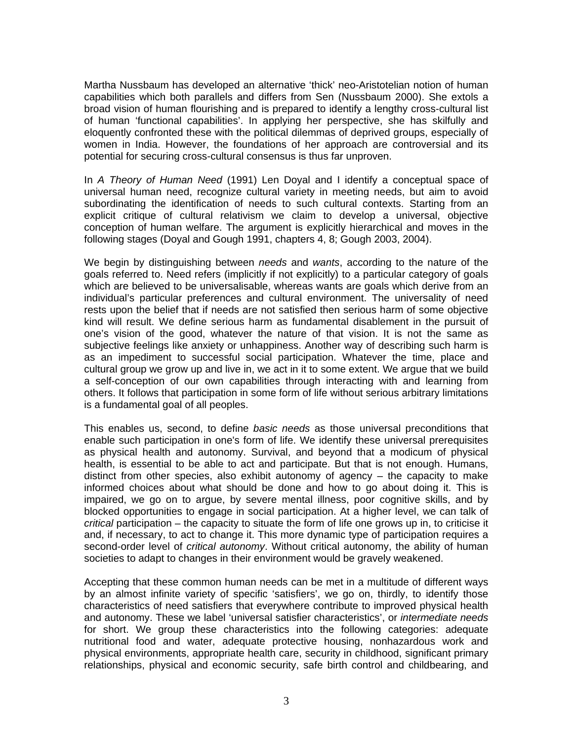Martha Nussbaum has developed an alternative 'thick' neo-Aristotelian notion of human capabilities which both parallels and differs from Sen (Nussbaum 2000). She extols a broad vision of human flourishing and is prepared to identify a lengthy cross-cultural list of human 'functional capabilities'. In applying her perspective, she has skilfully and eloquently confronted these with the political dilemmas of deprived groups, especially of women in India. However, the foundations of her approach are controversial and its potential for securing cross-cultural consensus is thus far unproven.

In *A Theory of Human Need* (1991) Len Doyal and I identify a conceptual space of universal human need, recognize cultural variety in meeting needs, but aim to avoid subordinating the identification of needs to such cultural contexts. Starting from an explicit critique of cultural relativism we claim to develop a universal, objective conception of human welfare. The argument is explicitly hierarchical and moves in the following stages (Doyal and Gough 1991, chapters 4, 8; Gough 2003, 2004).

We begin by distinguishing between *needs* and *wants*, according to the nature of the goals referred to. Need refers (implicitly if not explicitly) to a particular category of goals which are believed to be universalisable, whereas wants are goals which derive from an individual's particular preferences and cultural environment. The universality of need rests upon the belief that if needs are not satisfied then serious harm of some objective kind will result. We define serious harm as fundamental disablement in the pursuit of one's vision of the good, whatever the nature of that vision. It is not the same as subjective feelings like anxiety or unhappiness. Another way of describing such harm is as an impediment to successful social participation. Whatever the time, place and cultural group we grow up and live in, we act in it to some extent. We argue that we build a self-conception of our own capabilities through interacting with and learning from others. It follows that participation in some form of life without serious arbitrary limitations is a fundamental goal of all peoples.

This enables us, second, to define *basic needs* as those universal preconditions that enable such participation in one's form of life. We identify these universal prerequisites as physical health and autonomy. Survival, and beyond that a modicum of physical health, is essential to be able to act and participate. But that is not enough. Humans, distinct from other species, also exhibit autonomy of agency – the capacity to make informed choices about what should be done and how to go about doing it. This is impaired, we go on to argue, by severe mental illness, poor cognitive skills, and by blocked opportunities to engage in social participation. At a higher level, we can talk of *critical* participation – the capacity to situate the form of life one grows up in, to criticise it and, if necessary, to act to change it. This more dynamic type of participation requires a second-order level of *critical autonomy*. Without critical autonomy, the ability of human societies to adapt to changes in their environment would be gravely weakened.

Accepting that these common human needs can be met in a multitude of different ways by an almost infinite variety of specific 'satisfiers', we go on, thirdly, to identify those characteristics of need satisfiers that everywhere contribute to improved physical health and autonomy. These we label 'universal satisfier characteristics', or *intermediate needs* for short. We group these characteristics into the following categories: adequate nutritional food and water, adequate protective housing, nonhazardous work and physical environments, appropriate health care, security in childhood, significant primary relationships, physical and economic security, safe birth control and childbearing, and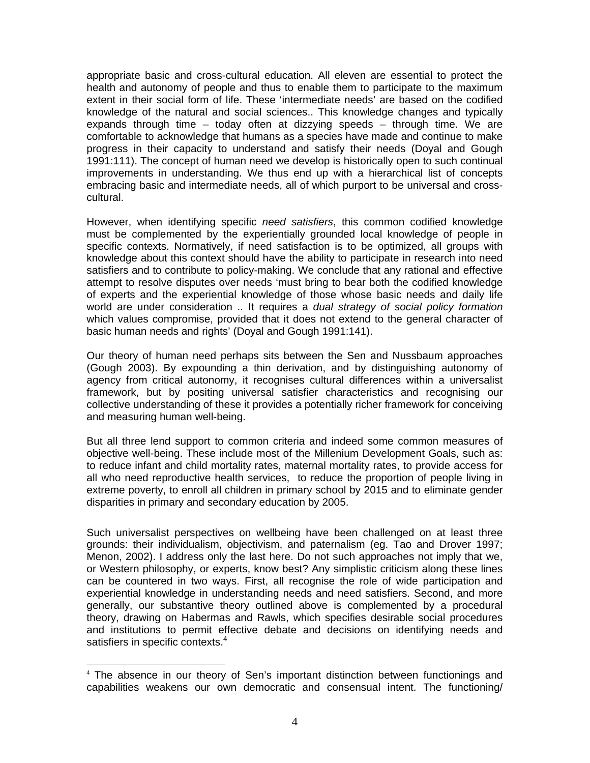appropriate basic and cross-cultural education. All eleven are essential to protect the health and autonomy of people and thus to enable them to participate to the maximum extent in their social form of life. These 'intermediate needs' are based on the codified knowledge of the natural and social sciences.. This knowledge changes and typically expands through time – today often at dizzying speeds – through time. We are comfortable to acknowledge that humans as a species have made and continue to make progress in their capacity to understand and satisfy their needs (Doyal and Gough 1991:111). The concept of human need we develop is historically open to such continual improvements in understanding. We thus end up with a hierarchical list of concepts embracing basic and intermediate needs, all of which purport to be universal and cross-cultural.

However, when identifying specific *need satisfiers*, this common codified knowledge must be complemented by the experientially grounded local knowledge of people in specific contexts. Normatively, if need satisfaction is to be optimized, all groups with knowledge about this context should have the ability to participate in research into need satisfiers and to contribute to policy-making. We conclude that any rational and effective attempt to resolve disputes over needs 'must bring to bear both the codified knowledge of experts and the experiential knowledge of those whose basic needs and daily life world are under consideration .. It requires a *dual strategy of social policy formation* which values compromise, provided that it does not extend to the general character of basic human needs and rights' (Doyal and Gough 1991:141).

Our theory of human need perhaps sits between the Sen and Nussbaum approaches (Gough 2003). By expounding a thin derivation, and by distinguishing autonomy of agency from critical autonomy, it recognises cultural differences within a universalist framework, but by positing universal satisfier characteristics and recognising our collective understanding of these it provides a potentially richer framework for conceiving and measuring human well-being.

But all three lend support to common criteria and indeed some common measures of objective well-being. These include most of the Millenium Development Goals, such as: to reduce infant and child mortality rates, maternal mortality rates, to provide access for all who need reproductive health services, to reduce the proportion of people living in extreme poverty, to enroll all children in primary school by 2015 and to eliminate gender disparities in primary and secondary education by 2005.

Such universalist perspectives on wellbeing have been challenged on at least three grounds: their individualism, objectivism, and paternalism (eg. Tao and Drover 1997; Menon, 2002). I address only the last here. Do not such approaches not imply that we, or Western philosophy, or experts, know best? Any simplistic criticism along these lines can be countered in two ways. First, all recognise the role of wide participation and experiential knowledge in understanding needs and need satisfiers. Second, and more generally, our substantive theory outlined above is complemented by a procedural theory, drawing on Habermas and Rawls, which specifies desirable social procedures and institutions to permit effective debate and decisions on identifying needs and satisfiers in specific contexts.[4]

[4] The absence in our theory of Sen's important distinction between functionings and capabilities weakens our own democratic and consensual intent. The functioning/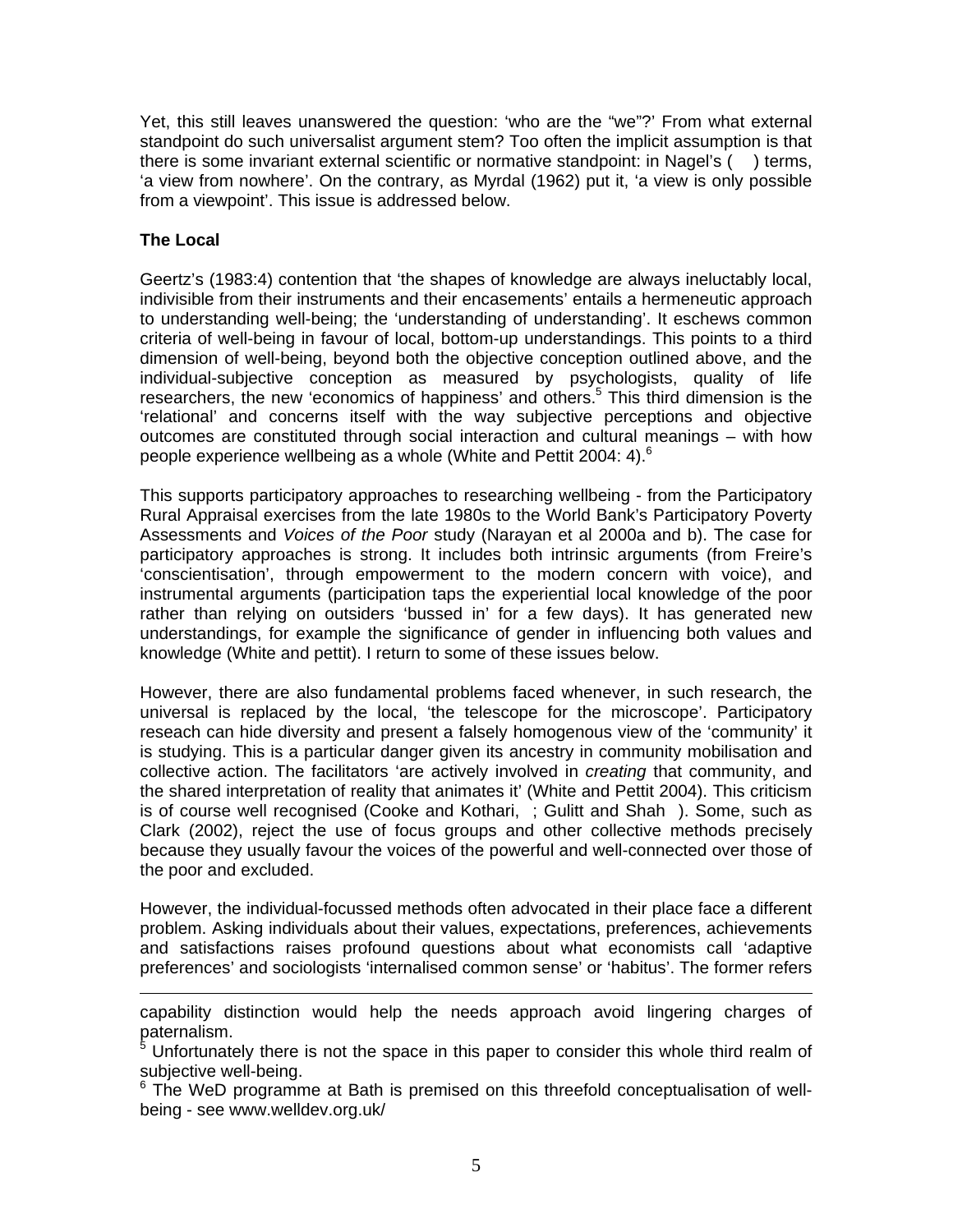Yet, this still leaves unanswered the question: 'who are the "we"?' From what external standpoint do such universalist argument stem? Too often the implicit assumption is that there is some invariant external scientific or normative standpoint: in Nagel's (    ) terms, 'a view from nowhere'. On the contrary, as Myrdal (1962) put it, 'a view is only possible from a viewpoint'. This issue is addressed below.

**The Local**

Geertz's (1983:4) contention that 'the shapes of knowledge are always ineluctably local, indivisible from their instruments and their encasements' entails a hermeneutic approach to understanding well-being; the 'understanding of understanding'. It eschews common criteria of well-being in favour of local, bottom-up understandings. This points to a third dimension of well-being, beyond both the objective conception outlined above, and the individual-subjective conception as measured by psychologists, quality of life researchers, the new 'economics of happiness' and others.[5] This third dimension is the 'relational' and concerns itself with the way subjective perceptions and objective outcomes are constituted through social interaction and cultural meanings – with how people experience wellbeing as a whole (White and Pettit 2004: 4).[6]

This supports participatory approaches to researching wellbeing - from the Participatory Rural Appraisal exercises from the late 1980s to the World Bank's Participatory Poverty Assessments and *Voices of the Poor* study (Narayan et al 2000a and b). The case for participatory approaches is strong. It includes both intrinsic arguments (from Freire's 'conscientisation', through empowerment to the modern concern with voice), and instrumental arguments (participation taps the experiential local knowledge of the poor rather than relying on outsiders 'bussed in' for a few days). It has generated new understandings, for example the significance of gender in influencing both values and knowledge (White and pettit). I return to some of these issues below.

However, there are also fundamental problems faced whenever, in such research, the universal is replaced by the local, 'the telescope for the microscope'. Participatory reseach can hide diversity and present a falsely homogenous view of the 'community' it is studying. This is a particular danger given its ancestry in community mobilisation and collective action. The facilitators 'are actively involved in *creating* that community, and the shared interpretation of reality that animates it' (White and Pettit 2004). This criticism is of course well recognised (Cooke and Kothari,   ; Gulitt and Shah  ). Some, such as Clark (2002), reject the use of focus groups and other collective methods precisely because they usually favour the voices of the powerful and well-connected over those of the poor and excluded.

However, the individual-focussed methods often advocated in their place face a different problem. Asking individuals about their values, expectations, preferences, achievements and satisfactions raises profound questions about what economists call 'adaptive preferences' and sociologists 'internalised common sense' or 'habitus'. The former refers

---

capability distinction would help the needs approach avoid lingering charges of paternalism.

[5] Unfortunately there is not the space in this paper to consider this whole third realm of subjective well-being.

[6] The WeD programme at Bath is premised on this threefold conceptualisation of well-being - see www.welldev.org.uk/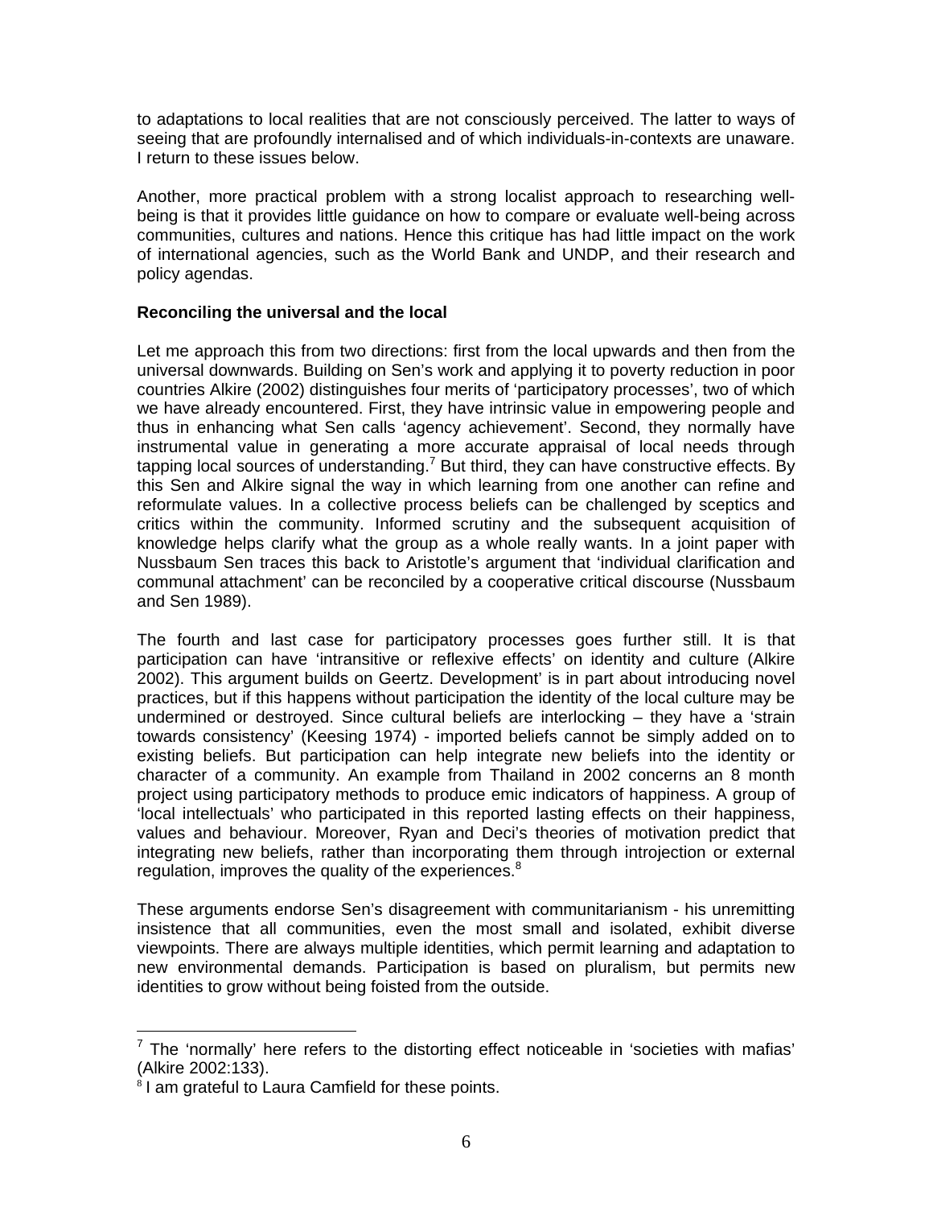to adaptations to local realities that are not consciously perceived. The latter to ways of seeing that are profoundly internalised and of which individuals-in-contexts are unaware. I return to these issues below.

Another, more practical problem with a strong localist approach to researching well-being is that it provides little guidance on how to compare or evaluate well-being across communities, cultures and nations. Hence this critique has had little impact on the work of international agencies, such as the World Bank and UNDP, and their research and policy agendas.

**Reconciling the universal and the local**

Let me approach this from two directions: first from the local upwards and then from the universal downwards. Building on Sen's work and applying it to poverty reduction in poor countries Alkire (2002) distinguishes four merits of 'participatory processes', two of which we have already encountered. First, they have intrinsic value in empowering people and thus in enhancing what Sen calls 'agency achievement'. Second, they normally have instrumental value in generating a more accurate appraisal of local needs through tapping local sources of understanding.[7] But third, they can have constructive effects. By this Sen and Alkire signal the way in which learning from one another can refine and reformulate values. In a collective process beliefs can be challenged by sceptics and critics within the community. Informed scrutiny and the subsequent acquisition of knowledge helps clarify what the group as a whole really wants. In a joint paper with Nussbaum Sen traces this back to Aristotle's argument that 'individual clarification and communal attachment' can be reconciled by a cooperative critical discourse (Nussbaum and Sen 1989).

The fourth and last case for participatory processes goes further still. It is that participation can have 'intransitive or reflexive effects' on identity and culture (Alkire 2002). This argument builds on Geertz. Development' is in part about introducing novel practices, but if this happens without participation the identity of the local culture may be undermined or destroyed. Since cultural beliefs are interlocking – they have a 'strain towards consistency' (Keesing 1974) - imported beliefs cannot be simply added on to existing beliefs. But participation can help integrate new beliefs into the identity or character of a community. An example from Thailand in 2002 concerns an 8 month project using participatory methods to produce emic indicators of happiness. A group of 'local intellectuals' who participated in this reported lasting effects on their happiness, values and behaviour. Moreover, Ryan and Deci's theories of motivation predict that integrating new beliefs, rather than incorporating them through introjection or external regulation, improves the quality of the experiences.[8]

These arguments endorse Sen's disagreement with communitarianism - his unremitting insistence that all communities, even the most small and isolated, exhibit diverse viewpoints. There are always multiple identities, which permit learning and adaptation to new environmental demands. Participation is based on pluralism, but permits new identities to grow without being foisted from the outside.

---

[7] The 'normally' here refers to the distorting effect noticeable in 'societies with mafias' (Alkire 2002:133).

[8] I am grateful to Laura Camfield for these points.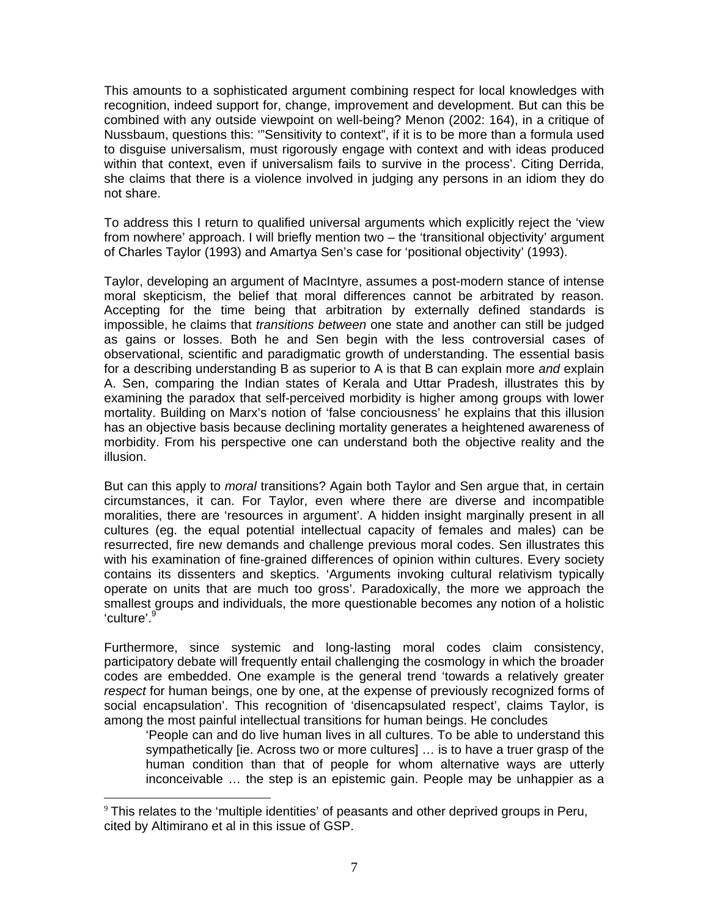This amounts to a sophisticated argument combining respect for local knowledges with recognition, indeed support for, change, improvement and development. But can this be combined with any outside viewpoint on well-being? Menon (2002: 164), in a critique of Nussbaum, questions this: '"Sensitivity to context", if it is to be more than a formula used to disguise universalism, must rigorously engage with context and with ideas produced within that context, even if universalism fails to survive in the process'. Citing Derrida, she claims that there is a violence involved in judging any persons in an idiom they do not share.

To address this I return to qualified universal arguments which explicitly reject the 'view from nowhere' approach. I will briefly mention two – the 'transitional objectivity' argument of Charles Taylor (1993) and Amartya Sen's case for 'positional objectivity' (1993).

Taylor, developing an argument of MacIntyre, assumes a post-modern stance of intense moral skepticism, the belief that moral differences cannot be arbitrated by reason. Accepting for the time being that arbitration by externally defined standards is impossible, he claims that *transitions between* one state and another can still be judged as gains or losses. Both he and Sen begin with the less controversial cases of observational, scientific and paradigmatic growth of understanding. The essential basis for a describing understanding B as superior to A is that B can explain more *and* explain A. Sen, comparing the Indian states of Kerala and Uttar Pradesh, illustrates this by examining the paradox that self-perceived morbidity is higher among groups with lower mortality. Building on Marx's notion of 'false conciousness' he explains that this illusion has an objective basis because declining mortality generates a heightened awareness of morbidity. From his perspective one can understand both the objective reality and the illusion.

But can this apply to *moral* transitions? Again both Taylor and Sen argue that, in certain circumstances, it can. For Taylor, even where there are diverse and incompatible moralities, there are 'resources in argument'. A hidden insight marginally present in all cultures (eg. the equal potential intellectual capacity of females and males) can be resurrected, fire new demands and challenge previous moral codes. Sen illustrates this with his examination of fine-grained differences of opinion within cultures. Every society contains its dissenters and skeptics. 'Arguments invoking cultural relativism typically operate on units that are much too gross'. Paradoxically, the more we approach the smallest groups and individuals, the more questionable becomes any notion of a holistic 'culture'.[9]

Furthermore, since systemic and long-lasting moral codes claim consistency, participatory debate will frequently entail challenging the cosmology in which the broader codes are embedded. One example is the general trend 'towards a relatively greater *respect* for human beings, one by one, at the expense of previously recognized forms of social encapsulation'. This recognition of 'disencapsulated respect', claims Taylor, is among the most painful intellectual transitions for human beings. He concludes

> 'People can and do live human lives in all cultures. To be able to understand this sympathetically [ie. Across two or more cultures] … is to have a truer grasp of the human condition than that of people for whom alternative ways are utterly inconceivable … the step is an epistemic gain. People may be unhappier as a

[9] This relates to the 'multiple identities' of peasants and other deprived groups in Peru, cited by Altimirano et al in this issue of GSP.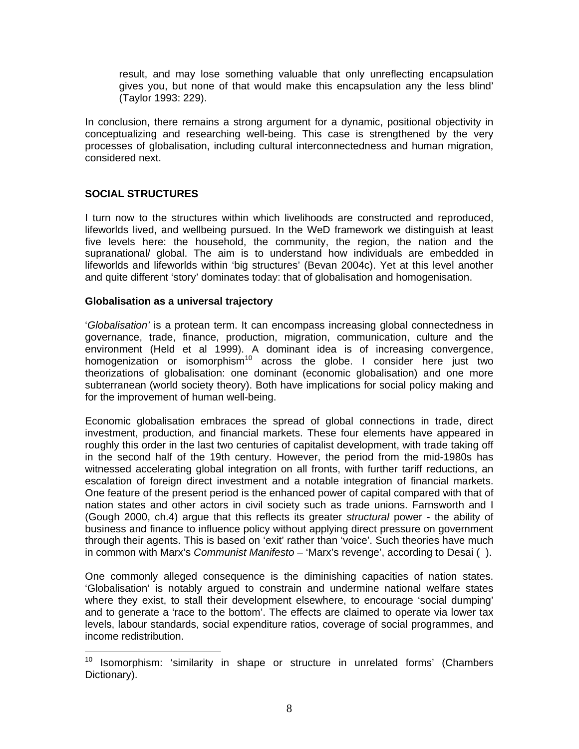> result, and may lose something valuable that only unreflecting encapsulation gives you, but none of that would make this encapsulation any the less blind' (Taylor 1993: 229).

In conclusion, there remains a strong argument for a dynamic, positional objectivity in conceptualizing and researching well-being. This case is strengthened by the very processes of globalisation, including cultural interconnectedness and human migration, considered next.

## SOCIAL STRUCTURES

I turn now to the structures within which livelihoods are constructed and reproduced, lifeworlds lived, and wellbeing pursued. In the WeD framework we distinguish at least five levels here: the household, the community, the region, the nation and the supranational/ global. The aim is to understand how individuals are embedded in lifeworlds and lifeworlds within 'big structures' (Bevan 2004c). Yet at this level another and quite different 'story' dominates today: that of globalisation and homogenisation.

### Globalisation as a universal trajectory

'*Globalisation'* is a protean term. It can encompass increasing global connectedness in governance, trade, finance, production, migration, communication, culture and the environment (Held et al 1999). A dominant idea is of increasing convergence, homogenization or isomorphism[10] across the globe. I consider here just two theorizations of globalisation: one dominant (economic globalisation) and one more subterranean (world society theory). Both have implications for social policy making and for the improvement of human well-being.

Economic globalisation embraces the spread of global connections in trade, direct investment, production, and financial markets. These four elements have appeared in roughly this order in the last two centuries of capitalist development, with trade taking off in the second half of the 19th century. However, the period from the mid-1980s has witnessed accelerating global integration on all fronts, with further tariff reductions, an escalation of foreign direct investment and a notable integration of financial markets. One feature of the present period is the enhanced power of capital compared with that of nation states and other actors in civil society such as trade unions. Farnsworth and I (Gough 2000, ch.4) argue that this reflects its greater *structural* power - the ability of business and finance to influence policy without applying direct pressure on government through their agents. This is based on 'exit' rather than 'voice'. Such theories have much in common with Marx's *Communist Manifesto* – 'Marx's revenge', according to Desai ( ).

One commonly alleged consequence is the diminishing capacities of nation states. 'Globalisation' is notably argued to constrain and undermine national welfare states where they exist, to stall their development elsewhere, to encourage 'social dumping' and to generate a 'race to the bottom'. The effects are claimed to operate via lower tax levels, labour standards, social expenditure ratios, coverage of social programmes, and income redistribution.

---

[10] Isomorphism: 'similarity in shape or structure in unrelated forms' (Chambers Dictionary).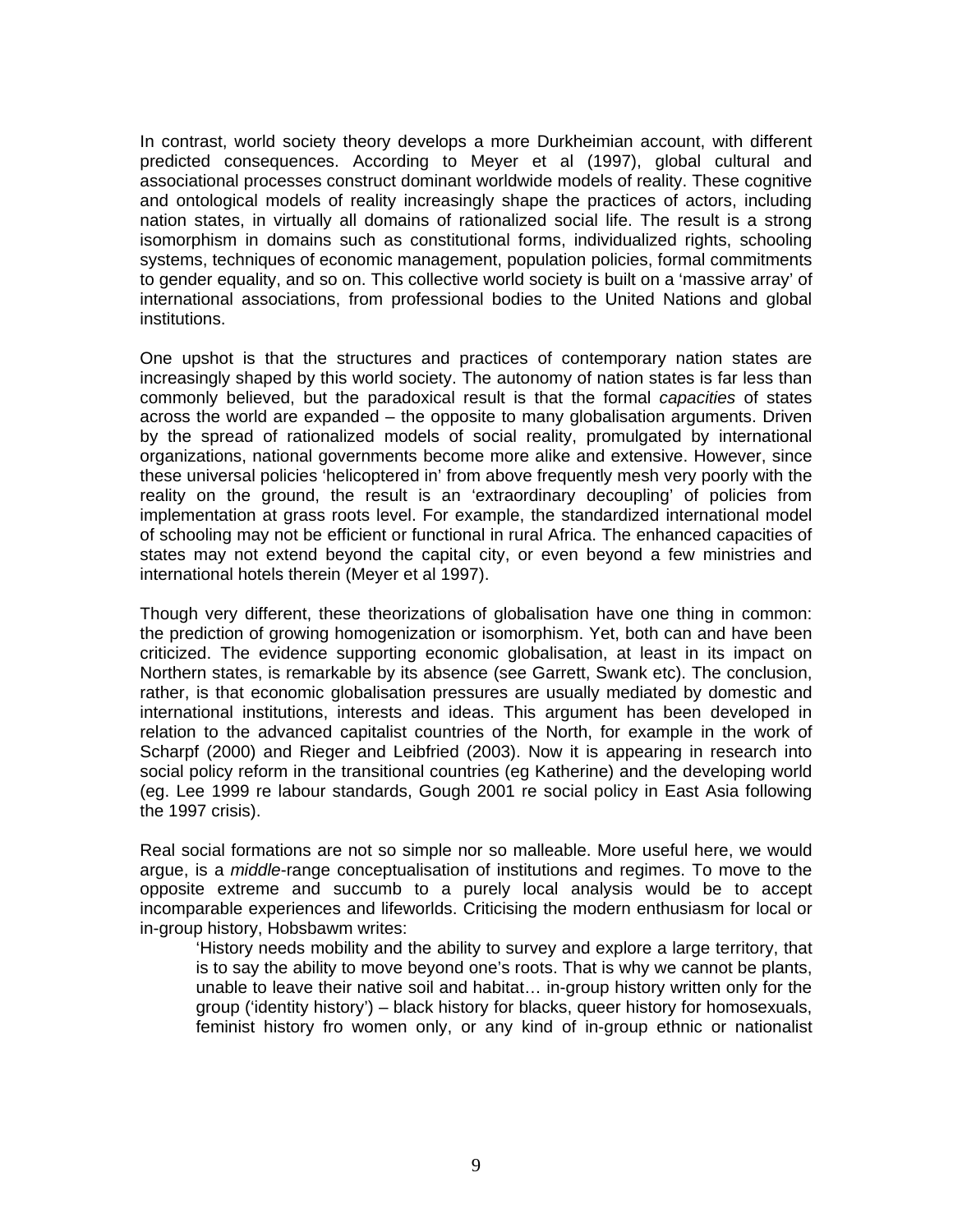In contrast, world society theory develops a more Durkheimian account, with different predicted consequences. According to Meyer et al (1997), global cultural and associational processes construct dominant worldwide models of reality. These cognitive and ontological models of reality increasingly shape the practices of actors, including nation states, in virtually all domains of rationalized social life. The result is a strong isomorphism in domains such as constitutional forms, individualized rights, schooling systems, techniques of economic management, population policies, formal commitments to gender equality, and so on. This collective world society is built on a 'massive array' of international associations, from professional bodies to the United Nations and global institutions.

One upshot is that the structures and practices of contemporary nation states are increasingly shaped by this world society. The autonomy of nation states is far less than commonly believed, but the paradoxical result is that the formal *capacities* of states across the world are expanded – the opposite to many globalisation arguments. Driven by the spread of rationalized models of social reality, promulgated by international organizations, national governments become more alike and extensive. However, since these universal policies 'helicoptered in' from above frequently mesh very poorly with the reality on the ground, the result is an 'extraordinary decoupling' of policies from implementation at grass roots level. For example, the standardized international model of schooling may not be efficient or functional in rural Africa. The enhanced capacities of states may not extend beyond the capital city, or even beyond a few ministries and international hotels therein (Meyer et al 1997).

Though very different, these theorizations of globalisation have one thing in common: the prediction of growing homogenization or isomorphism. Yet, both can and have been criticized. The evidence supporting economic globalisation, at least in its impact on Northern states, is remarkable by its absence (see Garrett, Swank etc). The conclusion, rather, is that economic globalisation pressures are usually mediated by domestic and international institutions, interests and ideas. This argument has been developed in relation to the advanced capitalist countries of the North, for example in the work of Scharpf (2000) and Rieger and Leibfried (2003). Now it is appearing in research into social policy reform in the transitional countries (eg Katherine) and the developing world (eg. Lee 1999 re labour standards, Gough 2001 re social policy in East Asia following the 1997 crisis).

Real social formations are not so simple nor so malleable. More useful here, we would argue, is a *middle*-range conceptualisation of institutions and regimes. To move to the opposite extreme and succumb to a purely local analysis would be to accept incomparable experiences and lifeworlds. Criticising the modern enthusiasm for local or in-group history, Hobsbawm writes:

> 'History needs mobility and the ability to survey and explore a large territory, that is to say the ability to move beyond one's roots. That is why we cannot be plants, unable to leave their native soil and habitat… in-group history written only for the group ('identity history') – black history for blacks, queer history for homosexuals, feminist history fro women only, or any kind of in-group ethnic or nationalist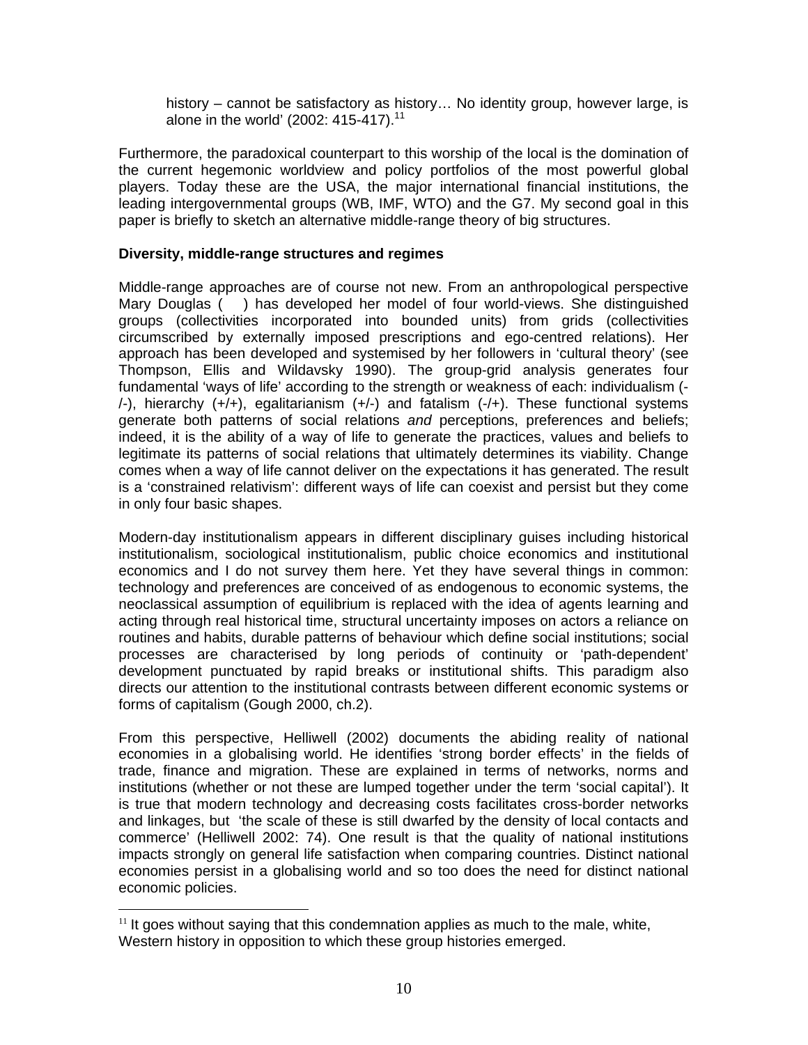history – cannot be satisfactory as history… No identity group, however large, is alone in the world' (2002: 415-417).[11]

Furthermore, the paradoxical counterpart to this worship of the local is the domination of the current hegemonic worldview and policy portfolios of the most powerful global players. Today these are the USA, the major international financial institutions, the leading intergovernmental groups (WB, IMF, WTO) and the G7. My second goal in this paper is briefly to sketch an alternative middle-range theory of big structures.

**Diversity, middle-range structures and regimes**

Middle-range approaches are of course not new. From an anthropological perspective Mary Douglas (    ) has developed her model of four world-views. She distinguished groups (collectivities incorporated into bounded units) from grids (collectivities circumscribed by externally imposed prescriptions and ego-centred relations). Her approach has been developed and systemised by her followers in 'cultural theory' (see Thompson, Ellis and Wildavsky 1990). The group-grid analysis generates four fundamental 'ways of life' according to the strength or weakness of each: individualism (-/-), hierarchy (+/+), egalitarianism (+/-) and fatalism (-/+). These functional systems generate both patterns of social relations *and* perceptions, preferences and beliefs; indeed, it is the ability of a way of life to generate the practices, values and beliefs to legitimate its patterns of social relations that ultimately determines its viability. Change comes when a way of life cannot deliver on the expectations it has generated. The result is a 'constrained relativism': different ways of life can coexist and persist but they come in only four basic shapes.

Modern-day institutionalism appears in different disciplinary guises including historical institutionalism, sociological institutionalism, public choice economics and institutional economics and I do not survey them here. Yet they have several things in common: technology and preferences are conceived of as endogenous to economic systems, the neoclassical assumption of equilibrium is replaced with the idea of agents learning and acting through real historical time, structural uncertainty imposes on actors a reliance on routines and habits, durable patterns of behaviour which define social institutions; social processes are characterised by long periods of continuity or 'path-dependent' development punctuated by rapid breaks or institutional shifts. This paradigm also directs our attention to the institutional contrasts between different economic systems or forms of capitalism (Gough 2000, ch.2).

From this perspective, Helliwell (2002) documents the abiding reality of national economies in a globalising world. He identifies 'strong border effects' in the fields of trade, finance and migration. These are explained in terms of networks, norms and institutions (whether or not these are lumped together under the term 'social capital'). It is true that modern technology and decreasing costs facilitates cross-border networks and linkages, but 'the scale of these is still dwarfed by the density of local contacts and commerce' (Helliwell 2002: 74). One result is that the quality of national institutions impacts strongly on general life satisfaction when comparing countries. Distinct national economies persist in a globalising world and so too does the need for distinct national economic policies.

[11] It goes without saying that this condemnation applies as much to the male, white, Western history in opposition to which these group histories emerged.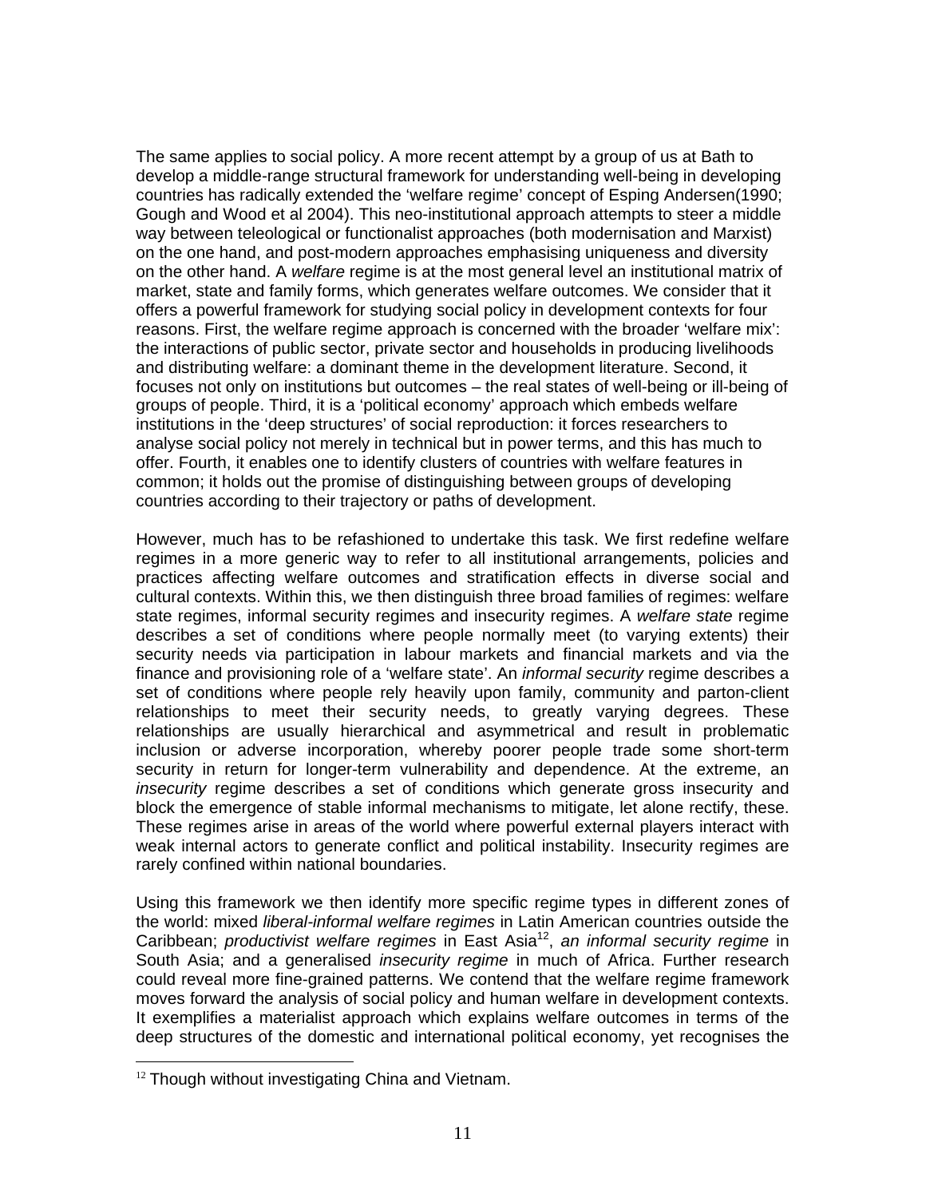The same applies to social policy. A more recent attempt by a group of us at Bath to develop a middle-range structural framework for understanding well-being in developing countries has radically extended the 'welfare regime' concept of Esping Andersen(1990; Gough and Wood et al 2004). This neo-institutional approach attempts to steer a middle way between teleological or functionalist approaches (both modernisation and Marxist) on the one hand, and post-modern approaches emphasising uniqueness and diversity on the other hand. A *welfare* regime is at the most general level an institutional matrix of market, state and family forms, which generates welfare outcomes. We consider that it offers a powerful framework for studying social policy in development contexts for four reasons. First, the welfare regime approach is concerned with the broader 'welfare mix': the interactions of public sector, private sector and households in producing livelihoods and distributing welfare: a dominant theme in the development literature. Second, it focuses not only on institutions but outcomes – the real states of well-being or ill-being of groups of people. Third, it is a 'political economy' approach which embeds welfare institutions in the 'deep structures' of social reproduction: it forces researchers to analyse social policy not merely in technical but in power terms, and this has much to offer. Fourth, it enables one to identify clusters of countries with welfare features in common; it holds out the promise of distinguishing between groups of developing countries according to their trajectory or paths of development.

However, much has to be refashioned to undertake this task. We first redefine welfare regimes in a more generic way to refer to all institutional arrangements, policies and practices affecting welfare outcomes and stratification effects in diverse social and cultural contexts. Within this, we then distinguish three broad families of regimes: welfare state regimes, informal security regimes and insecurity regimes. A *welfare state* regime describes a set of conditions where people normally meet (to varying extents) their security needs via participation in labour markets and financial markets and via the finance and provisioning role of a 'welfare state'. An *informal security* regime describes a set of conditions where people rely heavily upon family, community and parton-client relationships to meet their security needs, to greatly varying degrees. These relationships are usually hierarchical and asymmetrical and result in problematic inclusion or adverse incorporation, whereby poorer people trade some short-term security in return for longer-term vulnerability and dependence. At the extreme, an *insecurity* regime describes a set of conditions which generate gross insecurity and block the emergence of stable informal mechanisms to mitigate, let alone rectify, these. These regimes arise in areas of the world where powerful external players interact with weak internal actors to generate conflict and political instability. Insecurity regimes are rarely confined within national boundaries.

Using this framework we then identify more specific regime types in different zones of the world: mixed *liberal-informal welfare regimes* in Latin American countries outside the Caribbean; *productivist welfare regimes* in East Asia[12], *an informal security regime* in South Asia; and a generalised *insecurity regime* in much of Africa. Further research could reveal more fine-grained patterns. We contend that the welfare regime framework moves forward the analysis of social policy and human welfare in development contexts. It exemplifies a materialist approach which explains welfare outcomes in terms of the deep structures of the domestic and international political economy, yet recognises the

[12] Though without investigating China and Vietnam.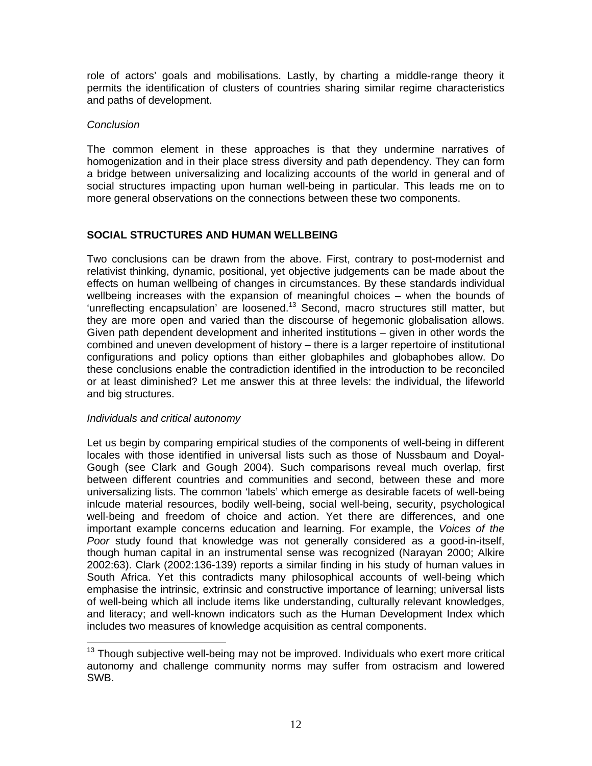role of actors' goals and mobilisations. Lastly, by charting a middle-range theory it permits the identification of clusters of countries sharing similar regime characteristics and paths of development.

*Conclusion*

The common element in these approaches is that they undermine narratives of homogenization and in their place stress diversity and path dependency. They can form a bridge between universalizing and localizing accounts of the world in general and of social structures impacting upon human well-being in particular. This leads me on to more general observations on the connections between these two components.

## SOCIAL STRUCTURES AND HUMAN WELLBEING

Two conclusions can be drawn from the above. First, contrary to post-modernist and relativist thinking, dynamic, positional, yet objective judgements can be made about the effects on human wellbeing of changes in circumstances. By these standards individual wellbeing increases with the expansion of meaningful choices – when the bounds of 'unreflecting encapsulation' are loosened.[13] Second, macro structures still matter, but they are more open and varied than the discourse of hegemonic globalisation allows. Given path dependent development and inherited institutions – given in other words the combined and uneven development of history – there is a larger repertoire of institutional configurations and policy options than either globaphiles and globaphobes allow. Do these conclusions enable the contradiction identified in the introduction to be reconciled or at least diminished? Let me answer this at three levels: the individual, the lifeworld and big structures.

*Individuals and critical autonomy*

Let us begin by comparing empirical studies of the components of well-being in different locales with those identified in universal lists such as those of Nussbaum and Doyal-Gough (see Clark and Gough 2004). Such comparisons reveal much overlap, first between different countries and communities and second, between these and more universalizing lists. The common 'labels' which emerge as desirable facets of well-being inlcude material resources, bodily well-being, social well-being, security, psychological well-being and freedom of choice and action. Yet there are differences, and one important example concerns education and learning. For example, the *Voices of the Poor* study found that knowledge was not generally considered as a good-in-itself, though human capital in an instrumental sense was recognized (Narayan 2000; Alkire 2002:63). Clark (2002:136-139) reports a similar finding in his study of human values in South Africa. Yet this contradicts many philosophical accounts of well-being which emphasise the intrinsic, extrinsic and constructive importance of learning; universal lists of well-being which all include items like understanding, culturally relevant knowledges, and literacy; and well-known indicators such as the Human Development Index which includes two measures of knowledge acquisition as central components.

---

[13] Though subjective well-being may not be improved. Individuals who exert more critical autonomy and challenge community norms may suffer from ostracism and lowered SWB.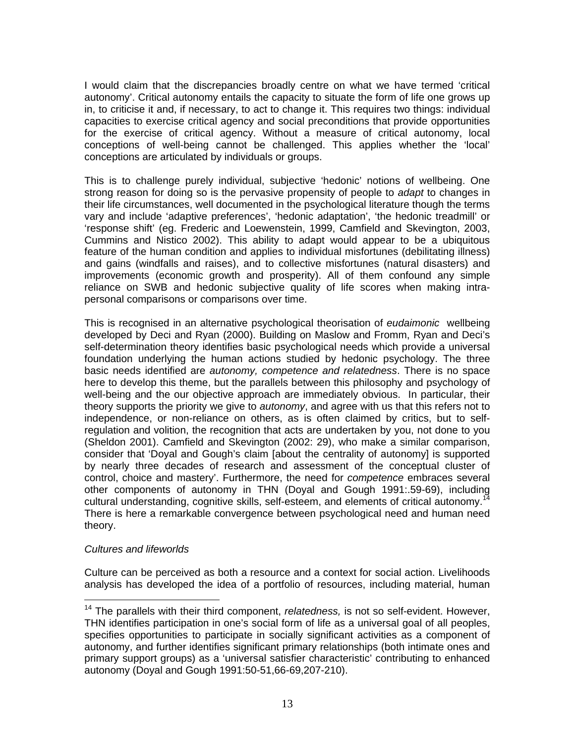I would claim that the discrepancies broadly centre on what we have termed 'critical autonomy'. Critical autonomy entails the capacity to situate the form of life one grows up in, to criticise it and, if necessary, to act to change it. This requires two things: individual capacities to exercise critical agency and social preconditions that provide opportunities for the exercise of critical agency. Without a measure of critical autonomy, local conceptions of well-being cannot be challenged. This applies whether the 'local' conceptions are articulated by individuals or groups.

This is to challenge purely individual, subjective 'hedonic' notions of wellbeing. One strong reason for doing so is the pervasive propensity of people to *adapt* to changes in their life circumstances, well documented in the psychological literature though the terms vary and include 'adaptive preferences', 'hedonic adaptation', 'the hedonic treadmill' or 'response shift' (eg. Frederic and Loewenstein, 1999, Camfield and Skevington, 2003, Cummins and Nistico 2002). This ability to adapt would appear to be a ubiquitous feature of the human condition and applies to individual misfortunes (debilitating illness) and gains (windfalls and raises), and to collective misfortunes (natural disasters) and improvements (economic growth and prosperity). All of them confound any simple reliance on SWB and hedonic subjective quality of life scores when making intra-personal comparisons or comparisons over time.

This is recognised in an alternative psychological theorisation of *eudaimonic* wellbeing developed by Deci and Ryan (2000). Building on Maslow and Fromm, Ryan and Deci's self-determination theory identifies basic psychological needs which provide a universal foundation underlying the human actions studied by hedonic psychology. The three basic needs identified are *autonomy, competence and relatedness*. There is no space here to develop this theme, but the parallels between this philosophy and psychology of well-being and the our objective approach are immediately obvious. In particular, their theory supports the priority we give to *autonomy*, and agree with us that this refers not to independence, or non-reliance on others, as is often claimed by critics, but to self-regulation and volition, the recognition that acts are undertaken by you, not done to you (Sheldon 2001). Camfield and Skevington (2002: 29), who make a similar comparison, consider that 'Doyal and Gough's claim [about the centrality of autonomy] is supported by nearly three decades of research and assessment of the conceptual cluster of control, choice and mastery'. Furthermore, the need for *competence* embraces several other components of autonomy in THN (Doyal and Gough 1991:.59-69), including cultural understanding, cognitive skills, self-esteem, and elements of critical autonomy.[14] There is here a remarkable convergence between psychological need and human need theory.

*Cultures and lifeworlds*

Culture can be perceived as both a resource and a context for social action. Livelihoods analysis has developed the idea of a portfolio of resources, including material, human

[14] The parallels with their third component, *relatedness,* is not so self-evident. However, THN identifies participation in one's social form of life as a universal goal of all peoples, specifies opportunities to participate in socially significant activities as a component of autonomy, and further identifies significant primary relationships (both intimate ones and primary support groups) as a 'universal satisfier characteristic' contributing to enhanced autonomy (Doyal and Gough 1991:50-51,66-69,207-210).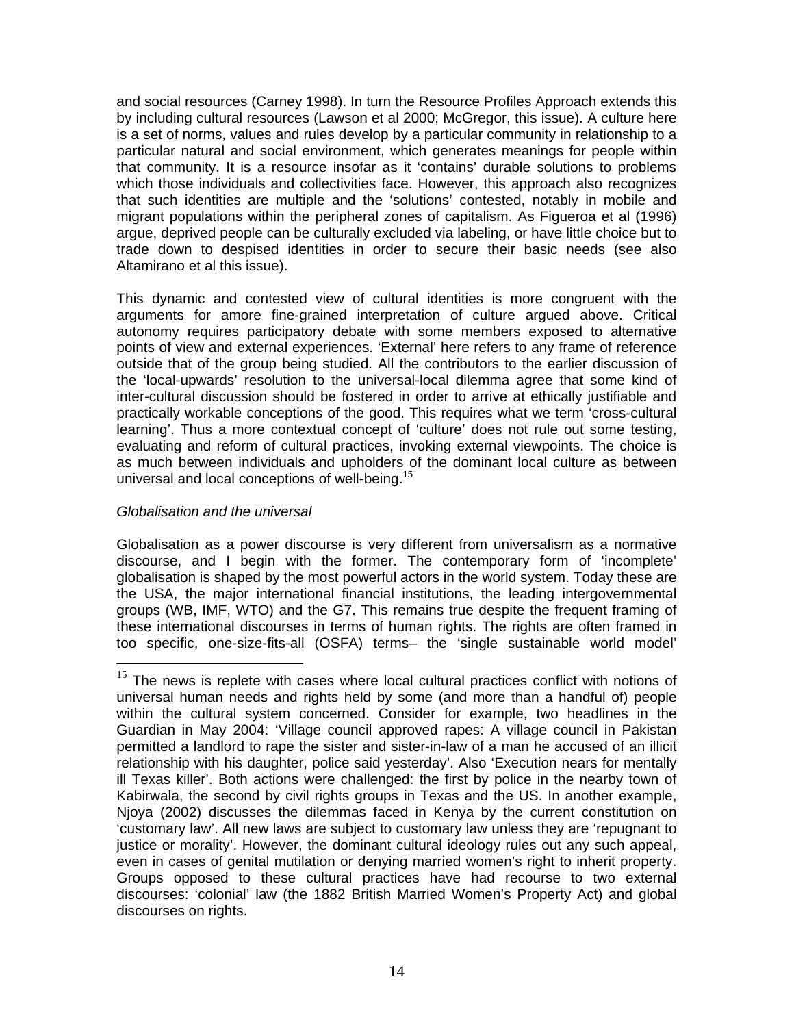and social resources (Carney 1998). In turn the Resource Profiles Approach extends this by including cultural resources (Lawson et al 2000; McGregor, this issue). A culture here is a set of norms, values and rules develop by a particular community in relationship to a particular natural and social environment, which generates meanings for people within that community. It is a resource insofar as it 'contains' durable solutions to problems which those individuals and collectivities face. However, this approach also recognizes that such identities are multiple and the 'solutions' contested, notably in mobile and migrant populations within the peripheral zones of capitalism. As Figueroa et al (1996) argue, deprived people can be culturally excluded via labeling, or have little choice but to trade down to despised identities in order to secure their basic needs (see also Altamirano et al this issue).

This dynamic and contested view of cultural identities is more congruent with the arguments for amore fine-grained interpretation of culture argued above. Critical autonomy requires participatory debate with some members exposed to alternative points of view and external experiences. 'External' here refers to any frame of reference outside that of the group being studied. All the contributors to the earlier discussion of the 'local-upwards' resolution to the universal-local dilemma agree that some kind of inter-cultural discussion should be fostered in order to arrive at ethically justifiable and practically workable conceptions of the good. This requires what we term 'cross-cultural learning'. Thus a more contextual concept of 'culture' does not rule out some testing, evaluating and reform of cultural practices, invoking external viewpoints. The choice is as much between individuals and upholders of the dominant local culture as between universal and local conceptions of well-being.[15]

*Globalisation and the universal*

Globalisation as a power discourse is very different from universalism as a normative discourse, and I begin with the former. The contemporary form of 'incomplete' globalisation is shaped by the most powerful actors in the world system. Today these are the USA, the major international financial institutions, the leading intergovernmental groups (WB, IMF, WTO) and the G7. This remains true despite the frequent framing of these international discourses in terms of human rights. The rights are often framed in too specific, one-size-fits-all (OSFA) terms– the 'single sustainable world model'

---

[15] The news is replete with cases where local cultural practices conflict with notions of universal human needs and rights held by some (and more than a handful of) people within the cultural system concerned. Consider for example, two headlines in the Guardian in May 2004: 'Village council approved rapes: A village council in Pakistan permitted a landlord to rape the sister and sister-in-law of a man he accused of an illicit relationship with his daughter, police said yesterday'. Also 'Execution nears for mentally ill Texas killer'. Both actions were challenged: the first by police in the nearby town of Kabirwala, the second by civil rights groups in Texas and the US. In another example, Njoya (2002) discusses the dilemmas faced in Kenya by the current constitution on 'customary law'. All new laws are subject to customary law unless they are 'repugnant to justice or morality'. However, the dominant cultural ideology rules out any such appeal, even in cases of genital mutilation or denying married women's right to inherit property. Groups opposed to these cultural practices have had recourse to two external discourses: 'colonial' law (the 1882 British Married Women's Property Act) and global discourses on rights.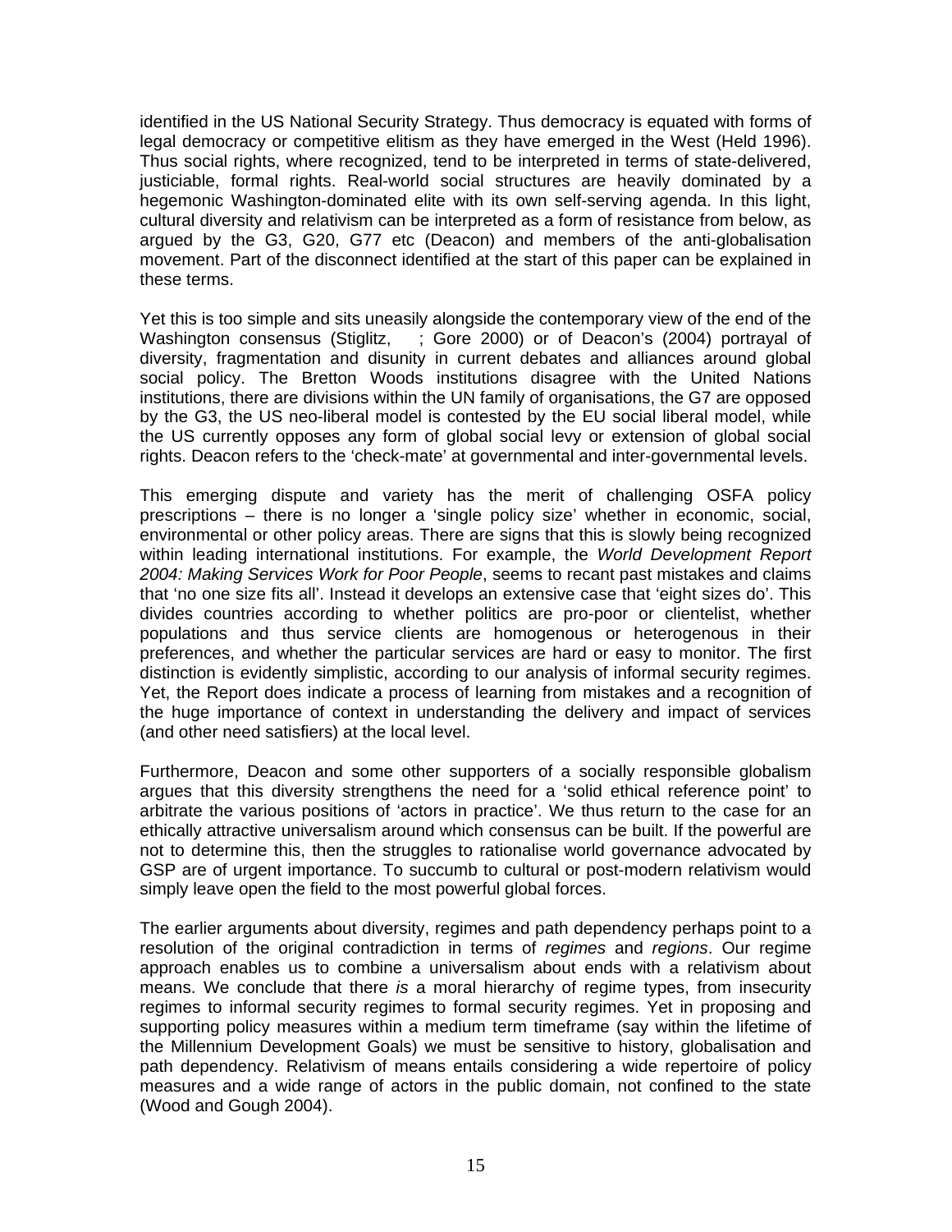identified in the US National Security Strategy. Thus democracy is equated with forms of legal democracy or competitive elitism as they have emerged in the West (Held 1996). Thus social rights, where recognized, tend to be interpreted in terms of state-delivered, justiciable, formal rights. Real-world social structures are heavily dominated by a hegemonic Washington-dominated elite with its own self-serving agenda. In this light, cultural diversity and relativism can be interpreted as a form of resistance from below, as argued by the G3, G20, G77 etc (Deacon) and members of the anti-globalisation movement. Part of the disconnect identified at the start of this paper can be explained in these terms.

Yet this is too simple and sits uneasily alongside the contemporary view of the end of the Washington consensus (Stiglitz, ; Gore 2000) or of Deacon's (2004) portrayal of diversity, fragmentation and disunity in current debates and alliances around global social policy. The Bretton Woods institutions disagree with the United Nations institutions, there are divisions within the UN family of organisations, the G7 are opposed by the G3, the US neo-liberal model is contested by the EU social liberal model, while the US currently opposes any form of global social levy or extension of global social rights. Deacon refers to the 'check-mate' at governmental and inter-governmental levels.

This emerging dispute and variety has the merit of challenging OSFA policy prescriptions – there is no longer a 'single policy size' whether in economic, social, environmental or other policy areas. There are signs that this is slowly being recognized within leading international institutions. For example, the *World Development Report 2004: Making Services Work for Poor People*, seems to recant past mistakes and claims that 'no one size fits all'. Instead it develops an extensive case that 'eight sizes do'. This divides countries according to whether politics are pro-poor or clientelist, whether populations and thus service clients are homogenous or heterogenous in their preferences, and whether the particular services are hard or easy to monitor. The first distinction is evidently simplistic, according to our analysis of informal security regimes. Yet, the Report does indicate a process of learning from mistakes and a recognition of the huge importance of context in understanding the delivery and impact of services (and other need satisfiers) at the local level.

Furthermore, Deacon and some other supporters of a socially responsible globalism argues that this diversity strengthens the need for a 'solid ethical reference point' to arbitrate the various positions of 'actors in practice'. We thus return to the case for an ethically attractive universalism around which consensus can be built. If the powerful are not to determine this, then the struggles to rationalise world governance advocated by GSP are of urgent importance. To succumb to cultural or post-modern relativism would simply leave open the field to the most powerful global forces.

The earlier arguments about diversity, regimes and path dependency perhaps point to a resolution of the original contradiction in terms of *regimes* and *regions*. Our regime approach enables us to combine a universalism about ends with a relativism about means. We conclude that there *is* a moral hierarchy of regime types, from insecurity regimes to informal security regimes to formal security regimes. Yet in proposing and supporting policy measures within a medium term timeframe (say within the lifetime of the Millennium Development Goals) we must be sensitive to history, globalisation and path dependency. Relativism of means entails considering a wide repertoire of policy measures and a wide range of actors in the public domain, not confined to the state (Wood and Gough 2004).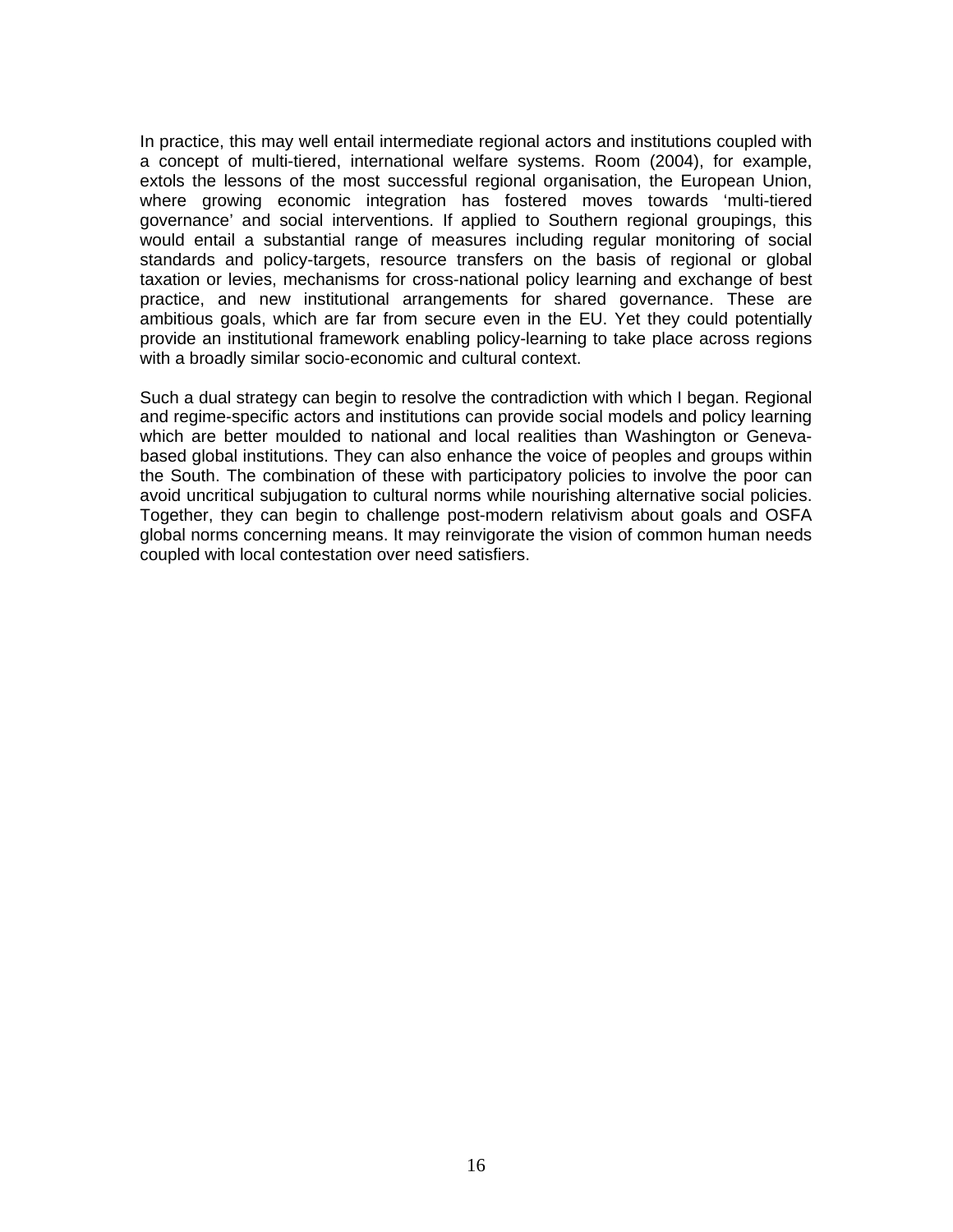In practice, this may well entail intermediate regional actors and institutions coupled with a concept of multi-tiered, international welfare systems. Room (2004), for example, extols the lessons of the most successful regional organisation, the European Union, where growing economic integration has fostered moves towards 'multi-tiered governance' and social interventions. If applied to Southern regional groupings, this would entail a substantial range of measures including regular monitoring of social standards and policy-targets, resource transfers on the basis of regional or global taxation or levies, mechanisms for cross-national policy learning and exchange of best practice, and new institutional arrangements for shared governance. These are ambitious goals, which are far from secure even in the EU. Yet they could potentially provide an institutional framework enabling policy-learning to take place across regions with a broadly similar socio-economic and cultural context.

Such a dual strategy can begin to resolve the contradiction with which I began. Regional and regime-specific actors and institutions can provide social models and policy learning which are better moulded to national and local realities than Washington or Geneva-based global institutions. They can also enhance the voice of peoples and groups within the South. The combination of these with participatory policies to involve the poor can avoid uncritical subjugation to cultural norms while nourishing alternative social policies. Together, they can begin to challenge post-modern relativism about goals and OSFA global norms concerning means. It may reinvigorate the vision of common human needs coupled with local contestation over need satisfiers.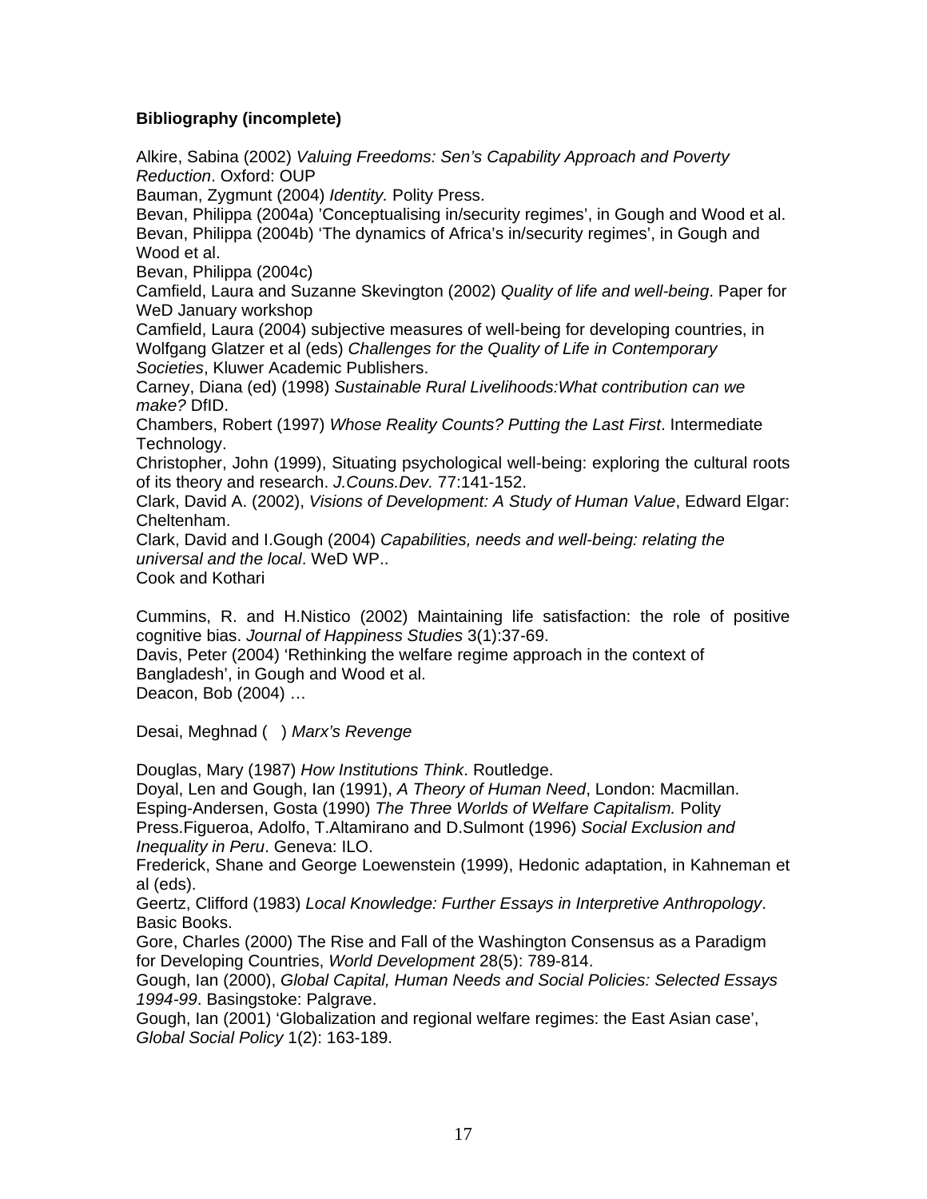**Bibliography (incomplete)**

Alkire, Sabina (2002) *Valuing Freedoms: Sen's Capability Approach and Poverty Reduction*. Oxford: OUP

Bauman, Zygmunt (2004) *Identity.* Polity Press.

Bevan, Philippa (2004a) 'Conceptualising in/security regimes', in Gough and Wood et al.

Bevan, Philippa (2004b) 'The dynamics of Africa's in/security regimes', in Gough and Wood et al.

Bevan, Philippa (2004c)

Camfield, Laura and Suzanne Skevington (2002) *Quality of life and well-being*. Paper for WeD January workshop

Camfield, Laura (2004) subjective measures of well-being for developing countries, in Wolfgang Glatzer et al (eds) *Challenges for the Quality of Life in Contemporary Societies*, Kluwer Academic Publishers.

Carney, Diana (ed) (1998) *Sustainable Rural Livelihoods:What contribution can we make?* DfID.

Chambers, Robert (1997) *Whose Reality Counts? Putting the Last First*. Intermediate Technology.

Christopher, John (1999), Situating psychological well-being: exploring the cultural roots of its theory and research. *J.Couns.Dev.* 77:141-152.

Clark, David A. (2002), *Visions of Development: A Study of Human Value*, Edward Elgar: Cheltenham.

Clark, David and I.Gough (2004) *Capabilities, needs and well-being: relating the universal and the local*. WeD WP..

Cook and Kothari

Cummins, R. and H.Nistico (2002) Maintaining life satisfaction: the role of positive cognitive bias. *Journal of Happiness Studies* 3(1):37-69.

Davis, Peter (2004) 'Rethinking the welfare regime approach in the context of Bangladesh', in Gough and Wood et al.

Deacon, Bob (2004) …

Desai, Meghnad ( ) *Marx's Revenge*

Douglas, Mary (1987) *How Institutions Think*. Routledge.

Doyal, Len and Gough, Ian (1991), *A Theory of Human Need*, London: Macmillan.

Esping-Andersen, Gosta (1990) *The Three Worlds of Welfare Capitalism.* Polity Press.Figueroa, Adolfo, T.Altamirano and D.Sulmont (1996) *Social Exclusion and Inequality in Peru*. Geneva: ILO.

Frederick, Shane and George Loewenstein (1999), Hedonic adaptation, in Kahneman et al (eds).

Geertz, Clifford (1983) *Local Knowledge: Further Essays in Interpretive Anthropology*. Basic Books.

Gore, Charles (2000) The Rise and Fall of the Washington Consensus as a Paradigm for Developing Countries, *World Development* 28(5): 789-814.

Gough, Ian (2000), *Global Capital, Human Needs and Social Policies: Selected Essays 1994-99*. Basingstoke: Palgrave.

Gough, Ian (2001) 'Globalization and regional welfare regimes: the East Asian case', *Global Social Policy* 1(2): 163-189.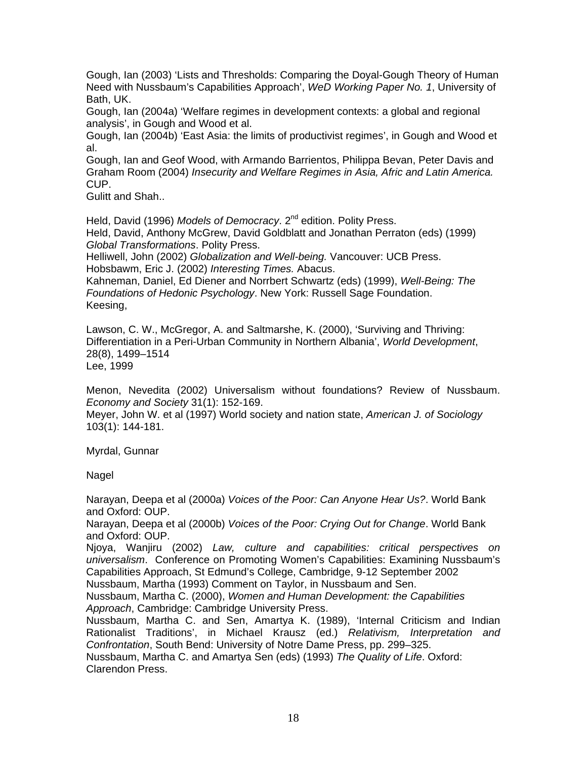Gough, Ian (2003) 'Lists and Thresholds: Comparing the Doyal-Gough Theory of Human Need with Nussbaum's Capabilities Approach', *WeD Working Paper No. 1*, University of Bath, UK.
Gough, Ian (2004a) 'Welfare regimes in development contexts: a global and regional analysis', in Gough and Wood et al.
Gough, Ian (2004b) 'East Asia: the limits of productivist regimes', in Gough and Wood et al.
Gough, Ian and Geof Wood, with Armando Barrientos, Philippa Bevan, Peter Davis and Graham Room (2004) *Insecurity and Welfare Regimes in Asia, Afric and Latin America.* CUP.
Gulitt and Shah..

Held, David (1996) *Models of Democracy*. 2nd edition. Polity Press.
Held, David, Anthony McGrew, David Goldblatt and Jonathan Perraton (eds) (1999) *Global Transformations*. Polity Press.
Helliwell, John (2002) *Globalization and Well-being.* Vancouver: UCB Press.
Hobsbawm, Eric J. (2002) *Interesting Times.* Abacus.
Kahneman, Daniel, Ed Diener and Norrbert Schwartz (eds) (1999), *Well-Being: The Foundations of Hedonic Psychology*. New York: Russell Sage Foundation.
Keesing,

Lawson, C. W., McGregor, A. and Saltmarshe, K. (2000), 'Surviving and Thriving: Differentiation in a Peri-Urban Community in Northern Albania', *World Development*, 28(8), 1499–1514
Lee, 1999

Menon, Nevedita (2002) Universalism without foundations? Review of Nussbaum. *Economy and Society* 31(1): 152-169.
Meyer, John W. et al (1997) World society and nation state, *American J. of Sociology* 103(1): 144-181.

Myrdal, Gunnar

Nagel

Narayan, Deepa et al (2000a) *Voices of the Poor: Can Anyone Hear Us?*. World Bank and Oxford: OUP.
Narayan, Deepa et al (2000b) *Voices of the Poor: Crying Out for Change*. World Bank and Oxford: OUP.
Njoya, Wanjiru (2002) *Law, culture and capabilities: critical perspectives on universalism*. Conference on Promoting Women's Capabilities: Examining Nussbaum's Capabilities Approach, St Edmund's College, Cambridge, 9-12 September 2002
Nussbaum, Martha (1993) Comment on Taylor, in Nussbaum and Sen.
Nussbaum, Martha C. (2000), *Women and Human Development: the Capabilities Approach*, Cambridge: Cambridge University Press.
Nussbaum, Martha C. and Sen, Amartya K. (1989), 'Internal Criticism and Indian Rationalist Traditions', in Michael Krausz (ed.) *Relativism, Interpretation and Confrontation*, South Bend: University of Notre Dame Press, pp. 299–325.
Nussbaum, Martha C. and Amartya Sen (eds) (1993) *The Quality of Life*. Oxford: Clarendon Press.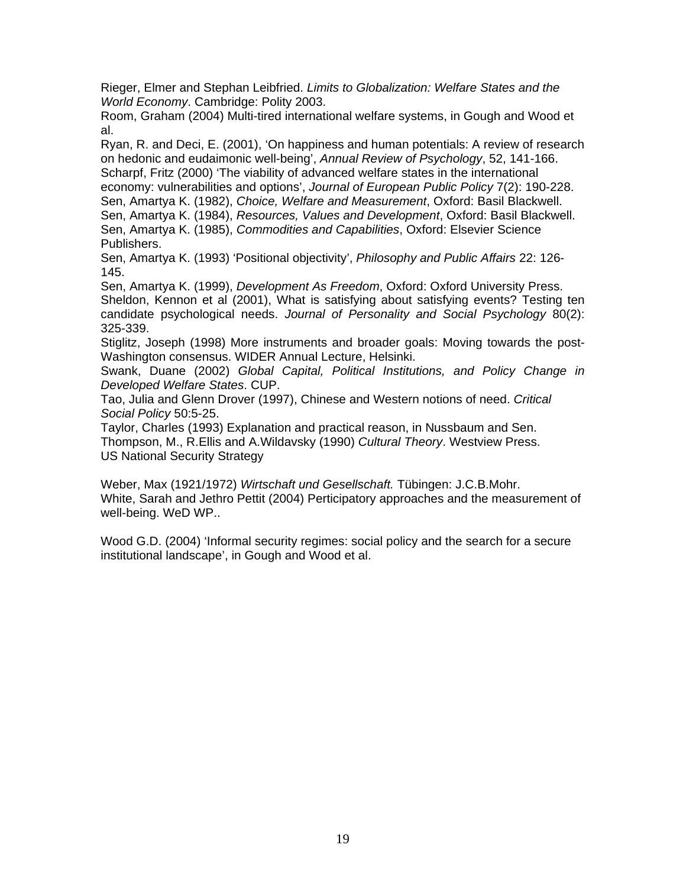Rieger, Elmer and Stephan Leibfried. *Limits to Globalization: Welfare States and the World Economy*. Cambridge: Polity 2003.
Room, Graham (2004) Multi-tired international welfare systems, in Gough and Wood et al.
Ryan, R. and Deci, E. (2001), 'On happiness and human potentials: A review of research on hedonic and eudaimonic well-being', *Annual Review of Psychology*, 52, 141-166.
Scharpf, Fritz (2000) 'The viability of advanced welfare states in the international economy: vulnerabilities and options', *Journal of European Public Policy* 7(2): 190-228.
Sen, Amartya K. (1982), *Choice, Welfare and Measurement*, Oxford: Basil Blackwell.
Sen, Amartya K. (1984), *Resources, Values and Development*, Oxford: Basil Blackwell.
Sen, Amartya K. (1985), *Commodities and Capabilities*, Oxford: Elsevier Science Publishers.
Sen, Amartya K. (1993) 'Positional objectivity', *Philosophy and Public Affairs* 22: 126-145.
Sen, Amartya K. (1999), *Development As Freedom*, Oxford: Oxford University Press.
Sheldon, Kennon et al (2001), What is satisfying about satisfying events? Testing ten candidate psychological needs. *Journal of Personality and Social Psychology* 80(2): 325-339.
Stiglitz, Joseph (1998) More instruments and broader goals: Moving towards the post-Washington consensus. WIDER Annual Lecture, Helsinki.
Swank, Duane (2002) *Global Capital, Political Institutions, and Policy Change in Developed Welfare States*. CUP.
Tao, Julia and Glenn Drover (1997), Chinese and Western notions of need. *Critical Social Policy* 50:5-25.
Taylor, Charles (1993) Explanation and practical reason, in Nussbaum and Sen.
Thompson, M., R.Ellis and A.Wildavsky (1990) *Cultural Theory*. Westview Press.
US National Security Strategy

Weber, Max (1921/1972) *Wirtschaft und Gesellschaft.* Tübingen: J.C.B.Mohr.
White, Sarah and Jethro Pettit (2004) Perticipatory approaches and the measurement of well-being. WeD WP..

Wood G.D. (2004) 'Informal security regimes: social policy and the search for a secure institutional landscape', in Gough and Wood et al.